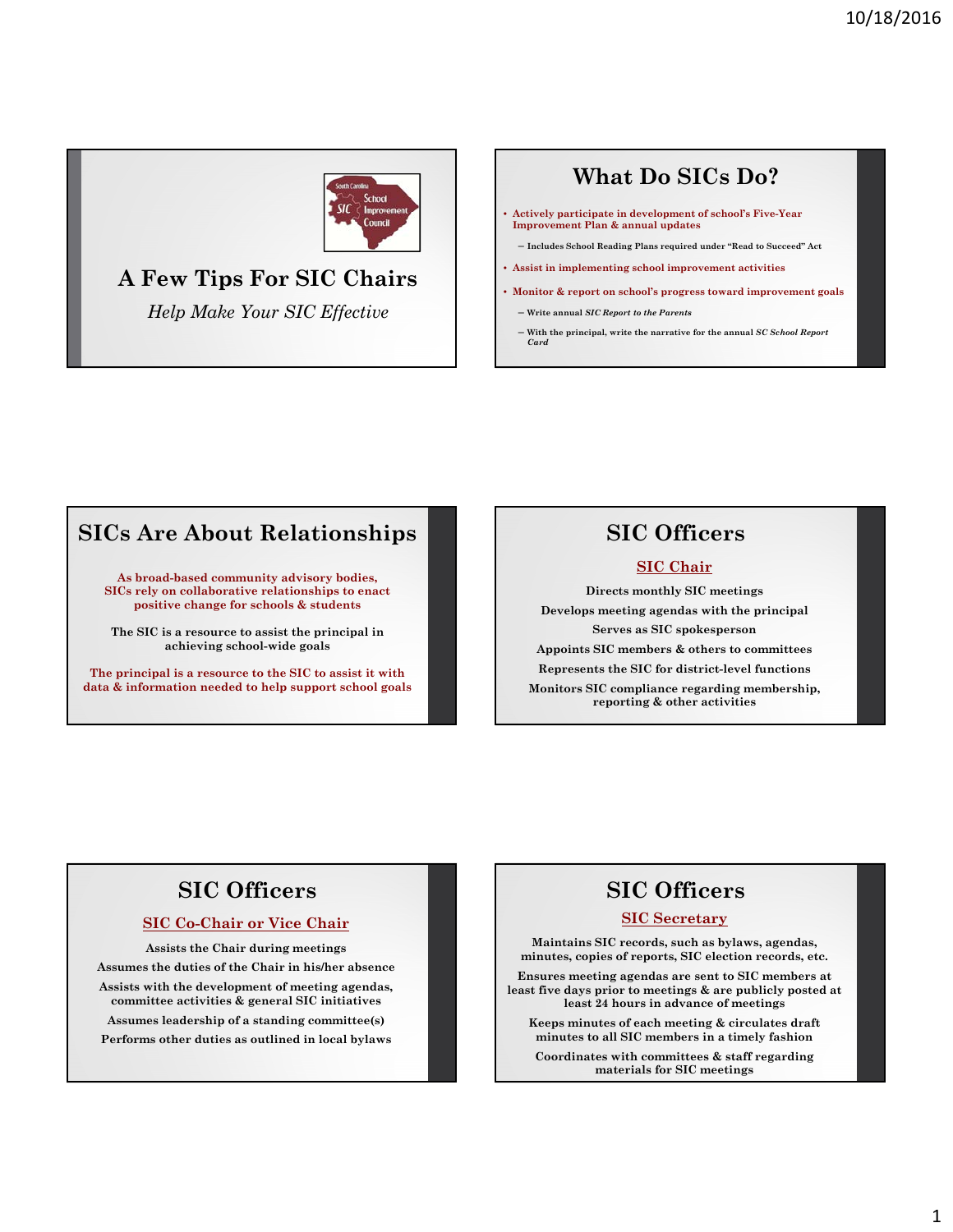# A Few Tips For SIC Chairs

*Help Make Your SIC Effective*

## What Do SICs Do?

- Actively participate in development of school's Five-Year Improvement Plan & annual updates
  - Includes School Reading Plans required under "Read to Succeed" Act
- Assist in implementing school improvement activities
- Monitor & report on school's progress toward improvement goals
  - Write annual *SIC Report to the Parents*
  - With the principal, write the narrative for the annual *SC School Report Card*

## SICs Are About Relationships

As broad-based community advisory bodies, SICs rely on collaborative relationships to enact positive change for schools & students

The SIC is a resource to assist the principal in achieving school-wide goals

The principal is a resource to the SIC to assist it with data & information needed to help support school goals

## SIC Officers

### SIC Chair

Directs monthly SIC meetings

Develops meeting agendas with the principal

Serves as SIC spokesperson

Appoints SIC members & others to committees

Represents the SIC for district-level functions

Monitors SIC compliance regarding membership, reporting & other activities

## SIC Officers

### SIC Co-Chair or Vice Chair

Assists the Chair during meetings

Assumes the duties of the Chair in his/her absence

Assists with the development of meeting agendas, committee activities & general SIC initiatives

Assumes leadership of a standing committee(s)

Performs other duties as outlined in local bylaws

## SIC Officers

### SIC Secretary

Maintains SIC records, such as bylaws, agendas, minutes, copies of reports, SIC election records, etc.

Ensures meeting agendas are sent to SIC members at least five days prior to meetings & are publicly posted at least 24 hours in advance of meetings

Keeps minutes of each meeting & circulates draft minutes to all SIC members in a timely fashion

Coordinates with committees & staff regarding materials for SIC meetings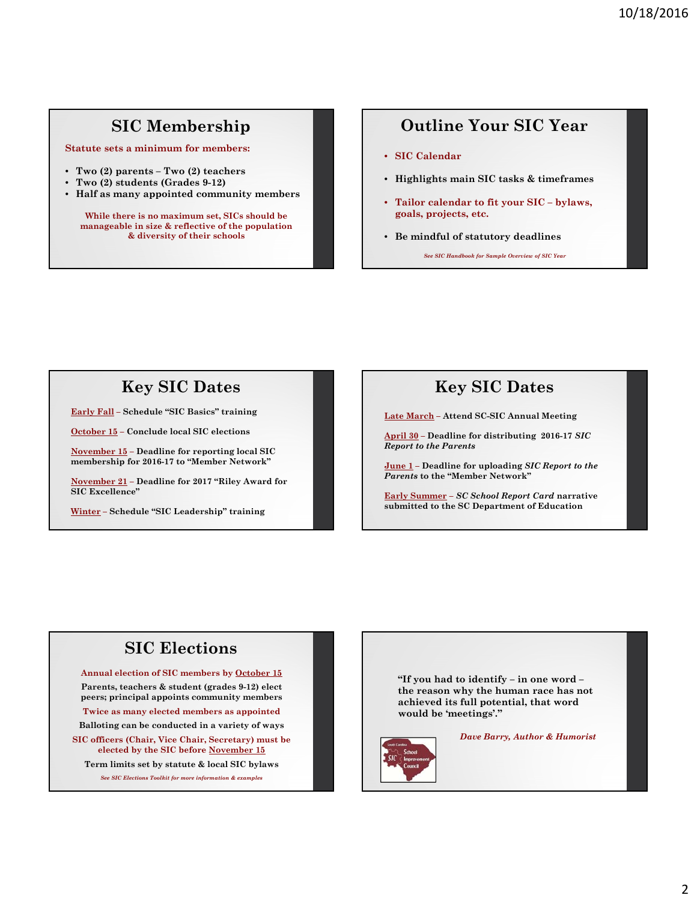## SIC Membership

**Statute sets a minimum for members:**

- Two (2) parents – Two (2) teachers
- Two (2) students (Grades 9-12)
- Half as many appointed community members

**While there is no maximum set, SICs should be manageable in size & reflective of the population & diversity of their schools**

## Outline Your SIC Year

- **SIC Calendar**
- **Highlights main SIC tasks & timeframes**
- **Tailor calendar to fit your SIC – bylaws, goals, projects, etc.**
- **Be mindful of statutory deadlines**

*See SIC Handbook for Sample Overview of SIC Year*

## Key SIC Dates

**Early Fall** – Schedule "SIC Basics" training

**October 15** – Conclude local SIC elections

**November 15** – Deadline for reporting local SIC membership for 2016-17 to "Member Network"

**November 21** – Deadline for 2017 "Riley Award for SIC Excellence"

**Winter** – Schedule "SIC Leadership" training

## Key SIC Dates

**Late March** – Attend SC-SIC Annual Meeting

**April 30** – Deadline for distributing 2016-17 *SIC Report to the Parents*

**June 1** – Deadline for uploading *SIC Report to the Parents* to the "Member Network"

**Early Summer** – *SC School Report Card* narrative submitted to the SC Department of Education

## SIC Elections

**Annual election of SIC members by October 15**

Parents, teachers & student (grades 9-12) elect peers; principal appoints community members

**Twice as many elected members as appointed**

Balloting can be conducted in a variety of ways

**SIC officers (Chair, Vice Chair, Secretary) must be elected by the SIC before November 15**

Term limits set by statute & local SIC bylaws

*See SIC Elections Toolkit for more information & examples*

---

**"If you had to identify – in one word – the reason why the human race has not achieved its full potential, that word would be 'meetings'."**

***Dave Barry, Author & Humorist***

South Carolina School Improvement Council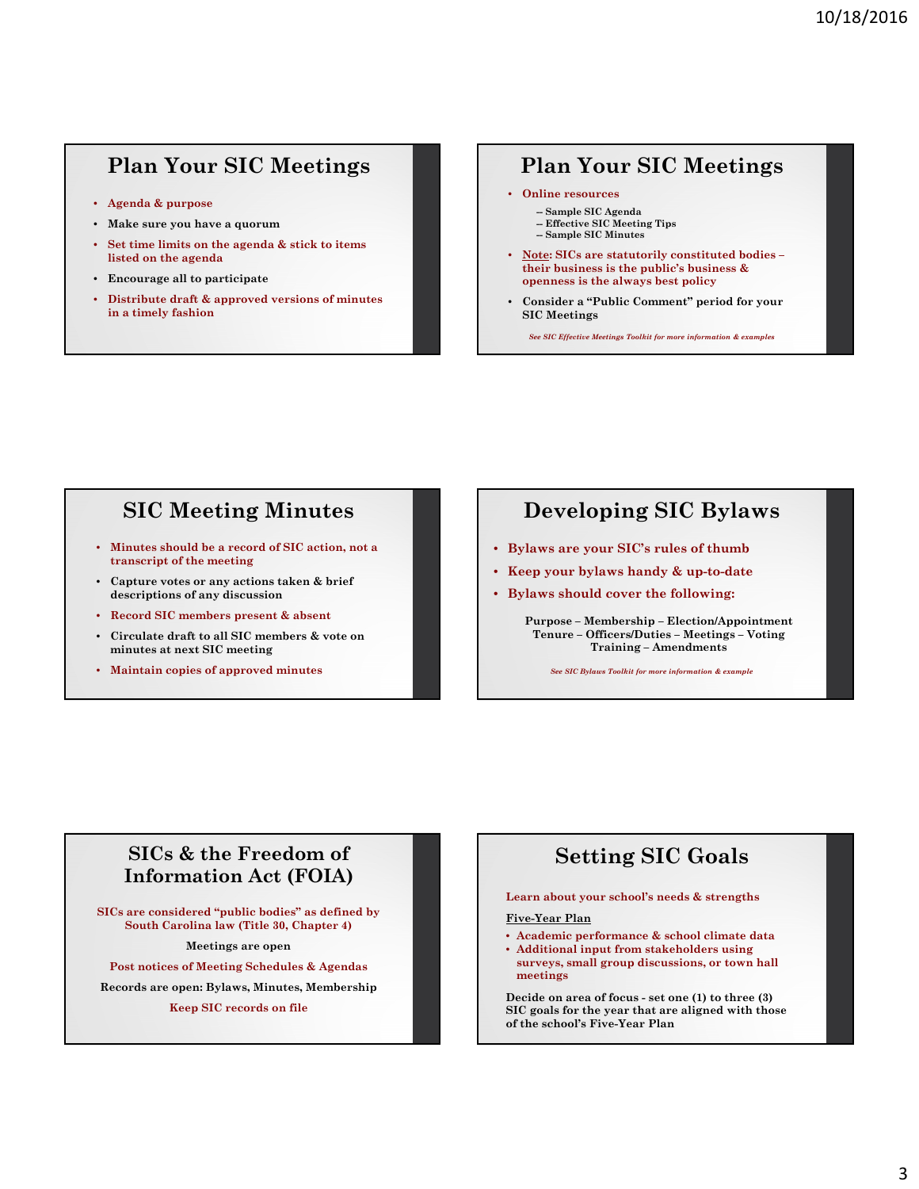## Plan Your SIC Meetings

- Agenda & purpose
- Make sure you have a quorum
- Set time limits on the agenda & stick to items listed on the agenda
- Encourage all to participate
- Distribute draft & approved versions of minutes in a timely fashion

## Plan Your SIC Meetings

- Online resources
  - Sample SIC Agenda
  - Effective SIC Meeting Tips
  - Sample SIC Minutes
- Note: SICs are statutorily constituted bodies – their business is the public's business & openness is the always best policy
- Consider a "Public Comment" period for your SIC Meetings

*See SIC Effective Meetings Toolkit for more information & examples*

## SIC Meeting Minutes

- Minutes should be a record of SIC action, not a transcript of the meeting
- Capture votes or any actions taken & brief descriptions of any discussion
- Record SIC members present & absent
- Circulate draft to all SIC members & vote on minutes at next SIC meeting
- Maintain copies of approved minutes

## Developing SIC Bylaws

- Bylaws are your SIC's rules of thumb
- Keep your bylaws handy & up-to-date
- Bylaws should cover the following:

Purpose – Membership – Election/Appointment
Tenure – Officers/Duties – Meetings – Voting
Training – Amendments

*See SIC Bylaws Toolkit for more information & example*

## SICs & the Freedom of Information Act (FOIA)

SICs are considered "public bodies" as defined by South Carolina law (Title 30, Chapter 4)

Meetings are open

Post notices of Meeting Schedules & Agendas

Records are open: Bylaws, Minutes, Membership

Keep SIC records on file

## Setting SIC Goals

Learn about your school's needs & strengths

Five-Year Plan

- Academic performance & school climate data
- Additional input from stakeholders using surveys, small group discussions, or town hall meetings

Decide on area of focus - set one (1) to three (3) SIC goals for the year that are aligned with those of the school's Five-Year Plan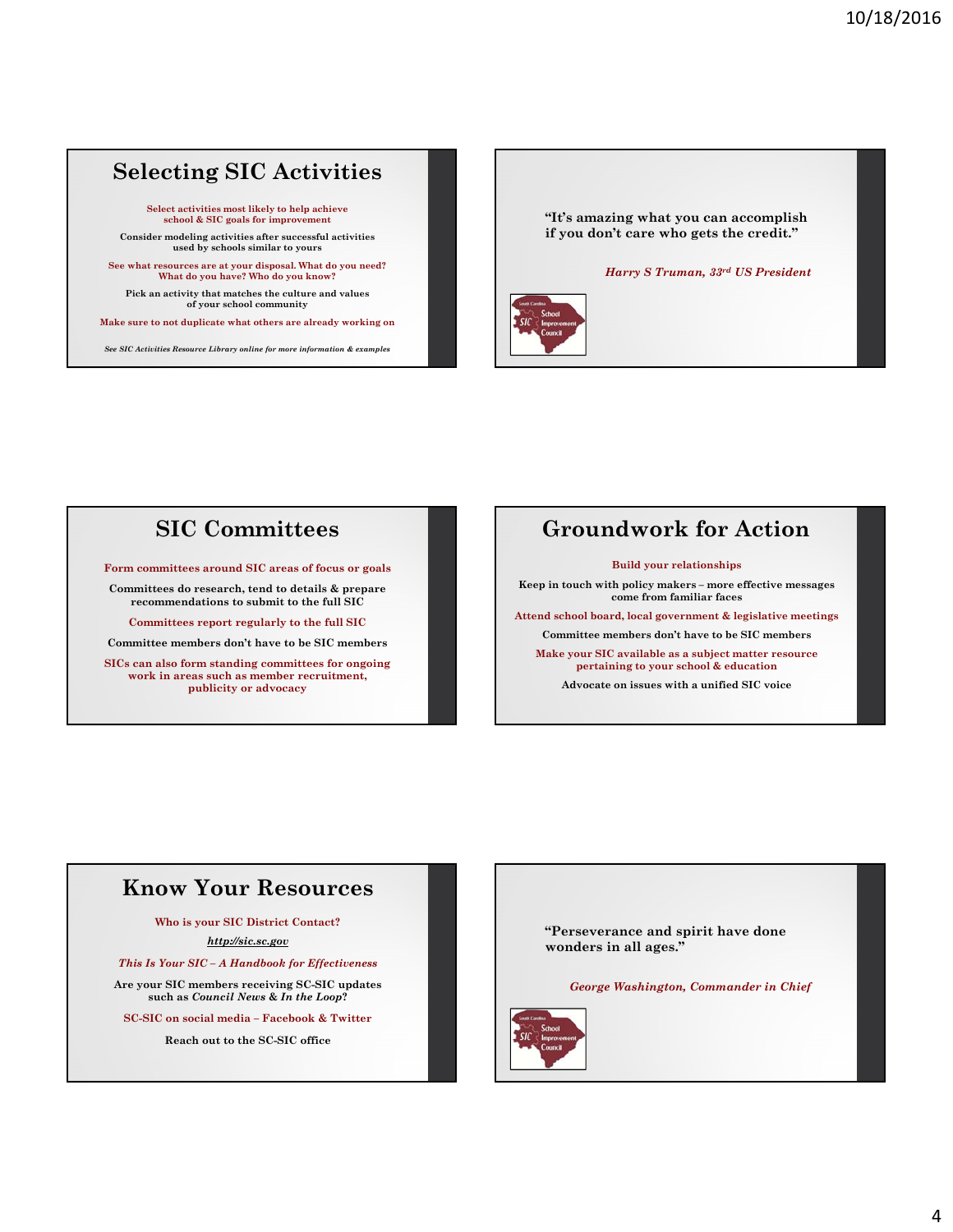## Selecting SIC Activities

Select activities most likely to help achieve school & SIC goals for improvement

Consider modeling activities after successful activities used by schools similar to yours

See what resources are at your disposal. What do you need? What do you have? Who do you know?

Pick an activity that matches the culture and values of your school community

Make sure to not duplicate what others are already working on

*See SIC Activities Resource Library online for more information & examples*

"It's amazing what you can accomplish if you don't care who gets the credit."

*Harry S Truman, 33rd US President*

## SIC Committees

Form committees around SIC areas of focus or goals

Committees do research, tend to details & prepare recommendations to submit to the full SIC

Committees report regularly to the full SIC

Committee members don't have to be SIC members

SICs can also form standing committees for ongoing work in areas such as member recruitment, publicity or advocacy

## Groundwork for Action

Build your relationships

Keep in touch with policy makers – more effective messages come from familiar faces

Attend school board, local government & legislative meetings

Committee members don't have to be SIC members

Make your SIC available as a subject matter resource pertaining to your school & education

Advocate on issues with a unified SIC voice

## Know Your Resources

Who is your SIC District Contact?

*http://sic.sc.gov*

*This Is Your SIC – A Handbook for Effectiveness*

Are your SIC members receiving SC-SIC updates such as *Council News* & *In the Loop*?

SC-SIC on social media – Facebook & Twitter

Reach out to the SC-SIC office

"Perseverance and spirit have done wonders in all ages."

*George Washington, Commander in Chief*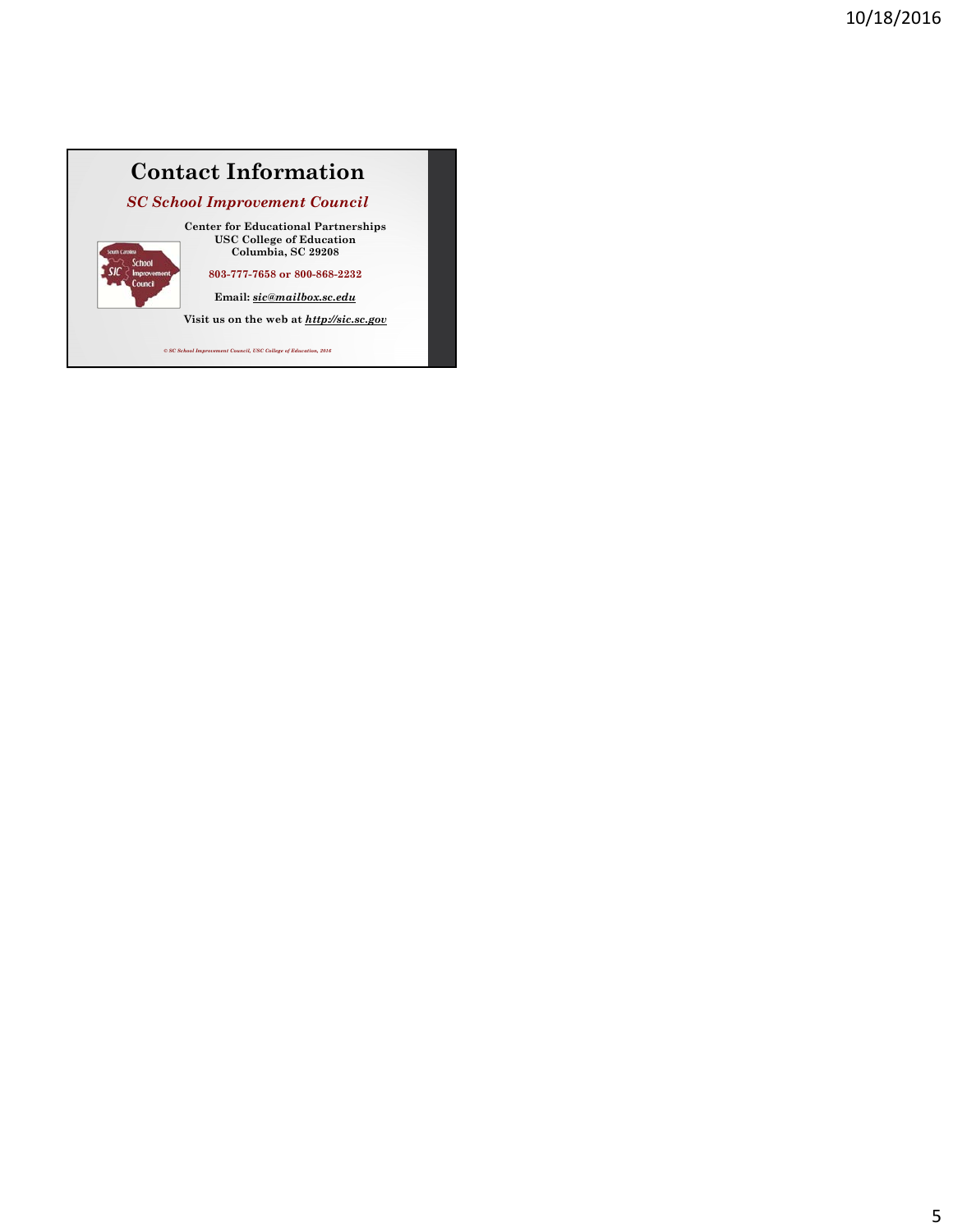# Contact Information

*SC School Improvement Council*

**Center for Educational Partnerships**
**USC College of Education**
**Columbia, SC 29208**

**803-777-7658 or 800-868-2232**

**Email: *sic@mailbox.sc.edu***

**Visit us on the web at *http://sic.sc.gov***

*© SC School Improvement Council, USC College of Education, 2016*